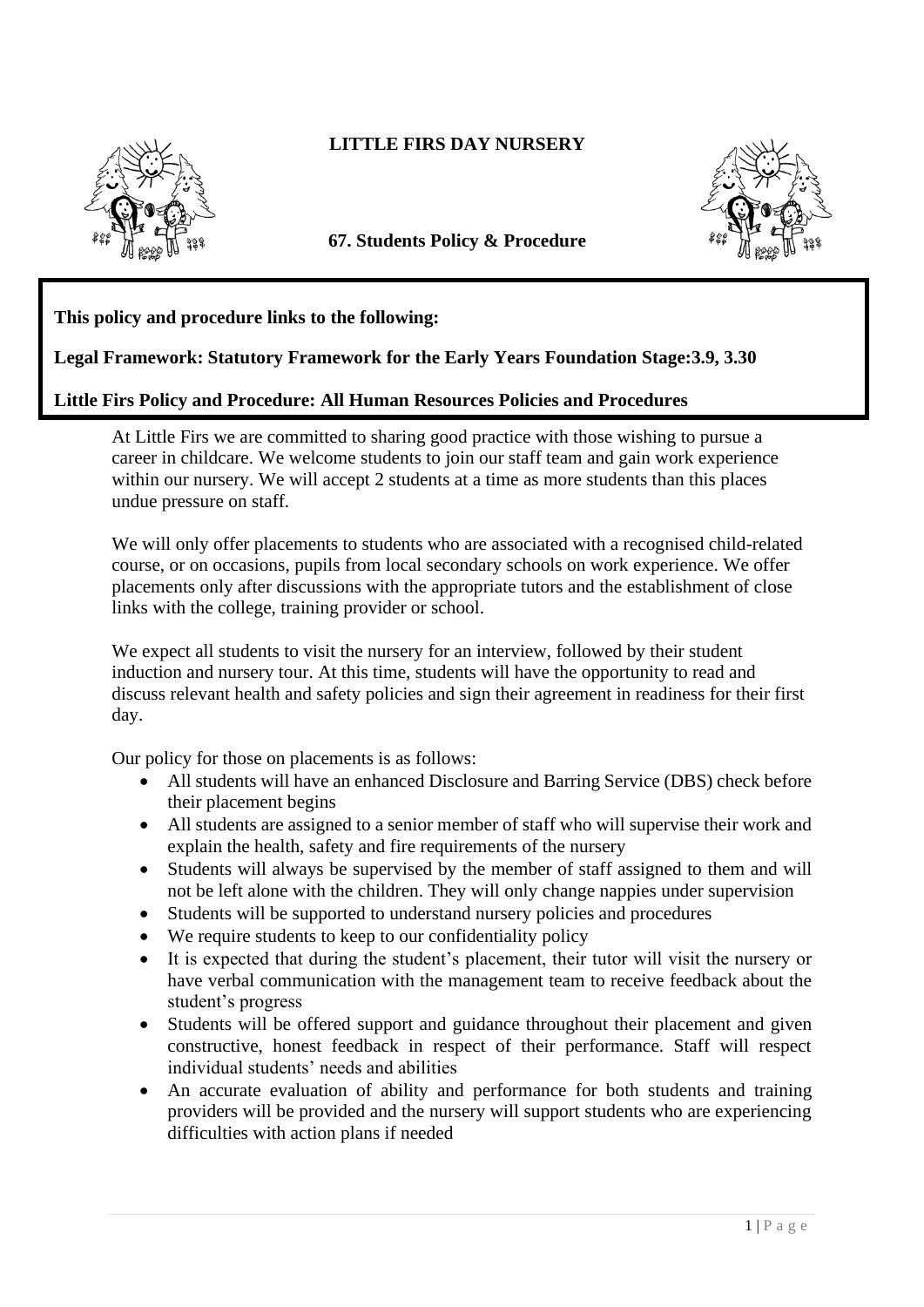# LITTLE FIRS DAY NURSERY

## 67. Students Policy & Procedure

**This policy and procedure links to the following:**

**Legal Framework: Statutory Framework for the Early Years Foundation Stage:3.9, 3.30**

**Little Firs Policy and Procedure: All Human Resources Policies and Procedures**

At Little Firs we are committed to sharing good practice with those wishing to pursue a career in childcare. We welcome students to join our staff team and gain work experience within our nursery. We will accept 2 students at a time as more students than this places undue pressure on staff.

We will only offer placements to students who are associated with a recognised child-related course, or on occasions, pupils from local secondary schools on work experience. We offer placements only after discussions with the appropriate tutors and the establishment of close links with the college, training provider or school.

We expect all students to visit the nursery for an interview, followed by their student induction and nursery tour. At this time, students will have the opportunity to read and discuss relevant health and safety policies and sign their agreement in readiness for their first day.

Our policy for those on placements is as follows:

- All students will have an enhanced Disclosure and Barring Service (DBS) check before their placement begins
- All students are assigned to a senior member of staff who will supervise their work and explain the health, safety and fire requirements of the nursery
- Students will always be supervised by the member of staff assigned to them and will not be left alone with the children. They will only change nappies under supervision
- Students will be supported to understand nursery policies and procedures
- We require students to keep to our confidentiality policy
- It is expected that during the student's placement, their tutor will visit the nursery or have verbal communication with the management team to receive feedback about the student's progress
- Students will be offered support and guidance throughout their placement and given constructive, honest feedback in respect of their performance. Staff will respect individual students' needs and abilities
- An accurate evaluation of ability and performance for both students and training providers will be provided and the nursery will support students who are experiencing difficulties with action plans if needed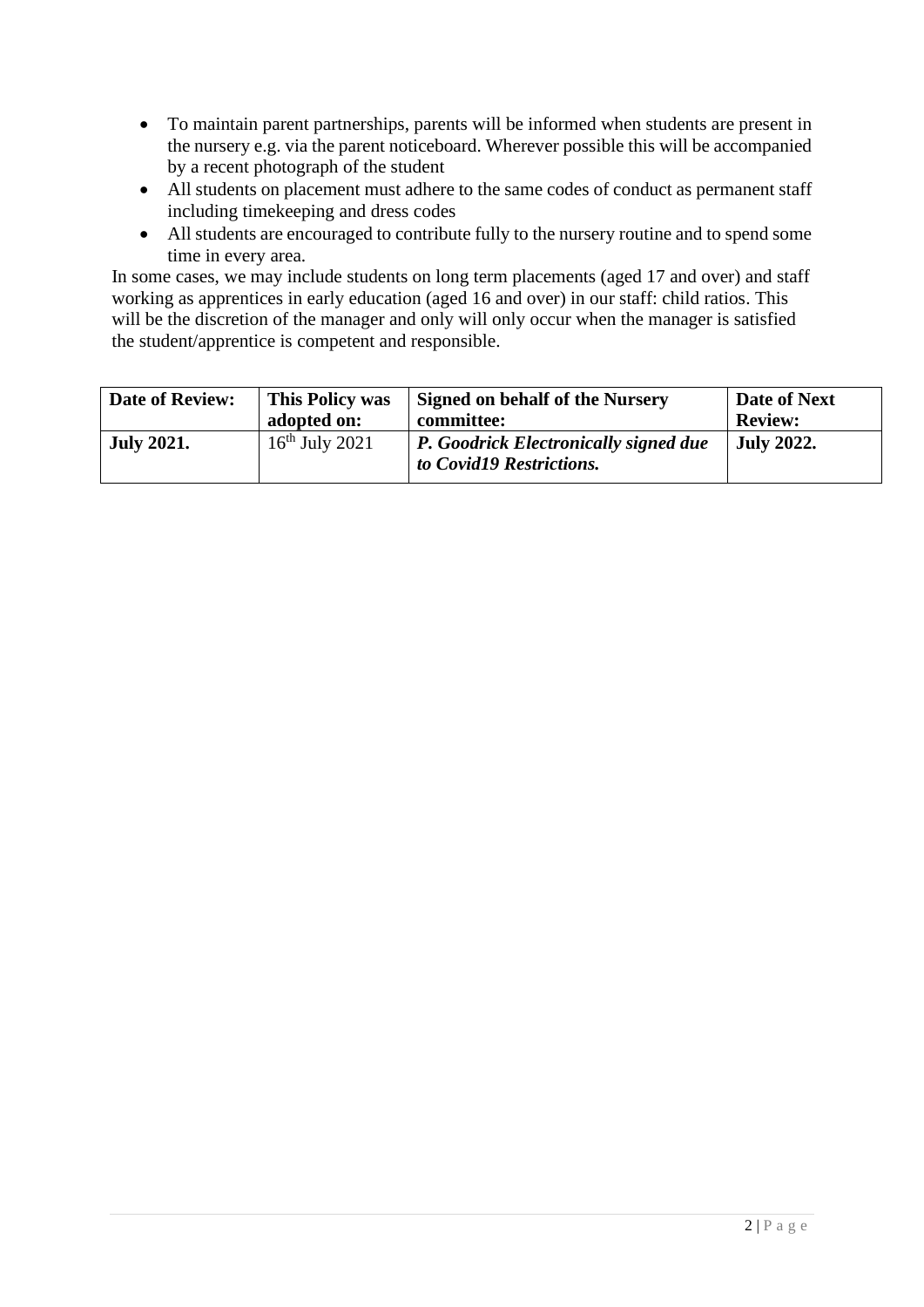- To maintain parent partnerships, parents will be informed when students are present in the nursery e.g. via the parent noticeboard. Wherever possible this will be accompanied by a recent photograph of the student
- All students on placement must adhere to the same codes of conduct as permanent staff including timekeeping and dress codes
- All students are encouraged to contribute fully to the nursery routine and to spend some time in every area.

In some cases, we may include students on long term placements (aged 17 and over) and staff working as apprentices in early education (aged 16 and over) in our staff: child ratios. This will be the discretion of the manager and only will only occur when the manager is satisfied the student/apprentice is competent and responsible.

| Date of Review: | This Policy was adopted on: | Signed on behalf of the Nursery committee: | Date of Next Review: |
|---|---|---|---|
| **July 2021.** | 16th July 2021 | ***P. Goodrick Electronically signed due to Covid19 Restrictions.*** | **July 2022.** |